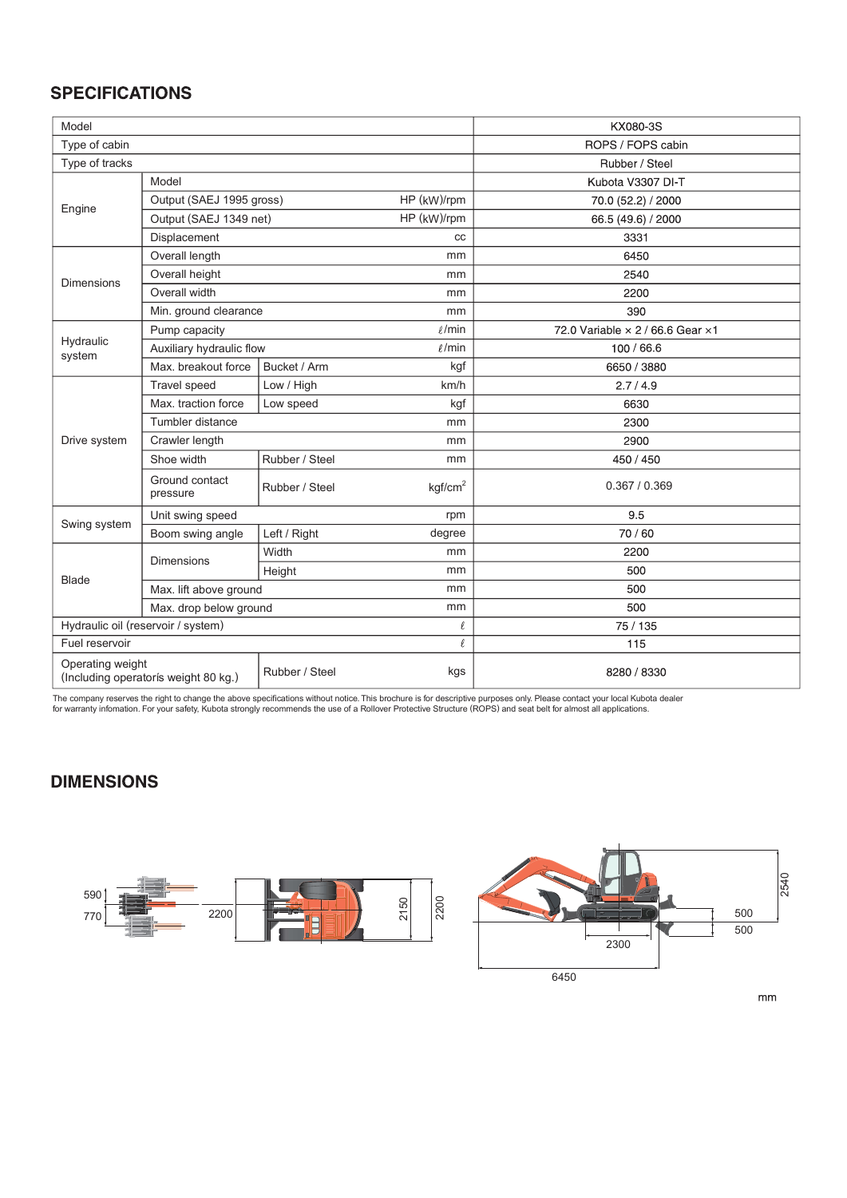## SPECIFICATIONS

| Model | | | | KX080-3S |
|---|---|---|---|---|
| Type of cabin | | | | ROPS / FOPS cabin |
| Type of tracks | | | | Rubber / Steel |
| Engine | Model | | | Kubota V3307 DI-T |
| | Output (SAEJ 1995 gross) | | HP (kW)/rpm | 70.0 (52.2) / 2000 |
| | Output (SAEJ 1349 net) | | HP (kW)/rpm | 66.5 (49.6) / 2000 |
| | Displacement | | cc | 3331 |
| Dimensions | Overall length | | mm | 6450 |
| | Overall height | | mm | 2540 |
| | Overall width | | mm | 2200 |
| | Min. ground clearance | | mm | 390 |
| Hydraulic system | Pump capacity | | ℓ/min | 72.0 Variable × 2 / 66.6 Gear ×1 |
| | Auxiliary hydraulic flow | | ℓ/min | 100 / 66.6 |
| | Max. breakout force | Bucket / Arm | kgf | 6650 / 3880 |
| Drive system | Travel speed | Low / High | km/h | 2.7 / 4.9 |
| | Max. traction force | Low speed | kgf | 6630 |
| | Tumbler distance | | mm | 2300 |
| | Crawler length | | mm | 2900 |
| | Shoe width | Rubber / Steel | mm | 450 / 450 |
| | Ground contact pressure | Rubber / Steel | $kgf/cm^2$ | 0.367 / 0.369 |
| Swing system | Unit swing speed | | rpm | 9.5 |
| | Boom swing angle | Left / Right | degree | 70 / 60 |
| Blade | Dimensions | Width | mm | 2200 |
| | | Height | mm | 500 |
| | Max. lift above ground | | mm | 500 |
| | Max. drop below ground | | mm | 500 |
| Hydraulic oil (reservoir / system) | | | ℓ | 75 / 135 |
| Fuel reservoir | | | ℓ | 115 |
| Operating weight (Including operatorís weight 80 kg.) | | Rubber / Steel | kgs | 8280 / 8330 |

The company reserves the right to change the above specifications without notice. This brochure is for descriptive purposes only. Please contact your local Kubota dealer for warranty infomation. For your safety, Kubota strongly recommends the use of a Rollover Protective Structure (ROPS) and seat belt for almost all applications.

## DIMENSIONS

590
770
2200
2150
2200
2540
500
500
2300
6450

mm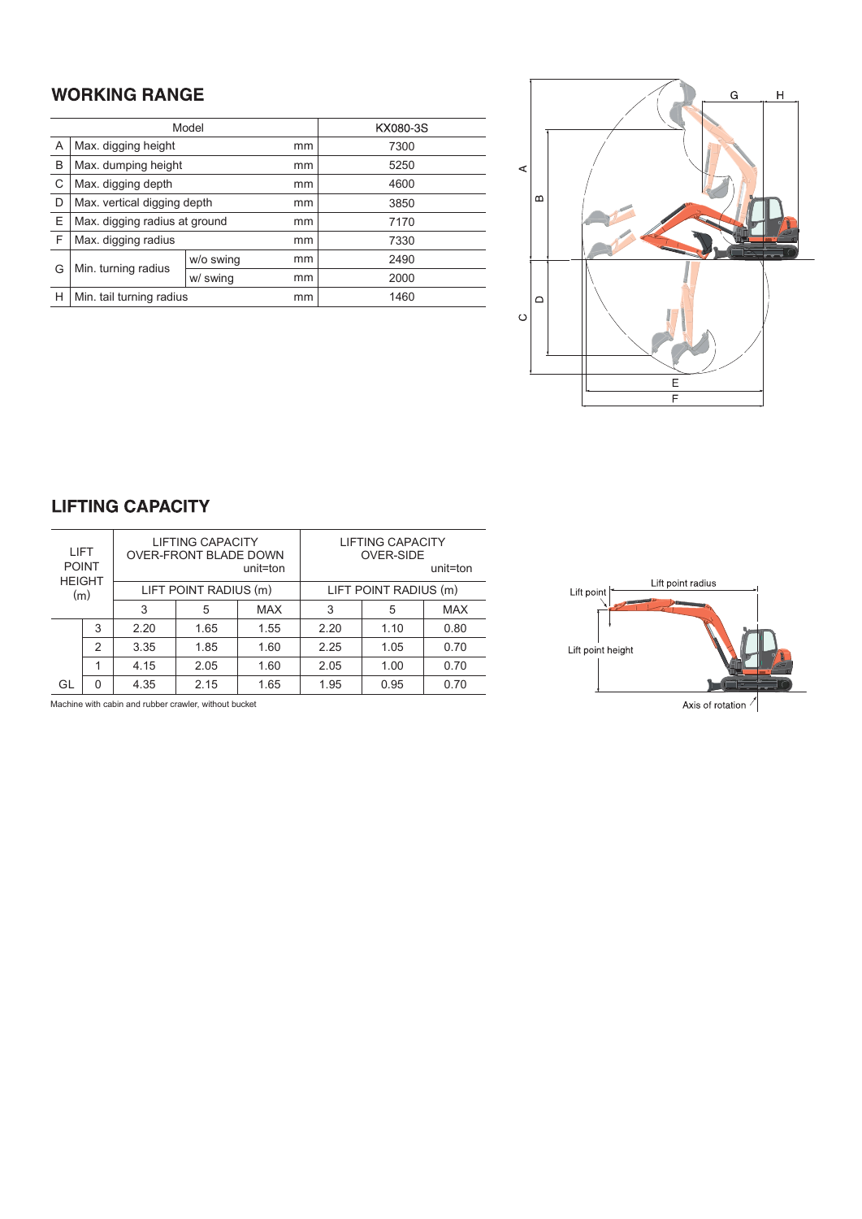## WORKING RANGE

| | Model | | | KX080-3S |
|---|---|---|---|---|
| A | Max. digging height | | mm | 7300 |
| B | Max. dumping height | | mm | 5250 |
| C | Max. digging depth | | mm | 4600 |
| D | Max. vertical digging depth | | mm | 3850 |
| E | Max. digging radius at ground | | mm | 7170 |
| F | Max. digging radius | | mm | 7330 |
| G | Min. turning radius | w/o swing | mm | 2490 |
| | | w/ swing | mm | 2000 |
| H | Min. tail turning radius | | mm | 1460 |

G
H
A
B
C
D
E
F

## LIFTING CAPACITY

| LIFT POINT HEIGHT (m) | | LIFTING CAPACITY OVER-FRONT BLADE DOWN unit=ton | | | LIFTING CAPACITY OVER-SIDE unit=ton | | |
|---|---|---|---|---|---|---|---|
| | | LIFT POINT RADIUS (m) | | | LIFT POINT RADIUS (m) | | |
| | | 3 | 5 | MAX | 3 | 5 | MAX |
| | 3 | 2.20 | 1.65 | 1.55 | 2.20 | 1.10 | 0.80 |
| | 2 | 3.35 | 1.85 | 1.60 | 2.25 | 1.05 | 0.70 |
| | 1 | 4.15 | 2.05 | 1.60 | 2.05 | 1.00 | 0.70 |
| GL | 0 | 4.35 | 2.15 | 1.65 | 1.95 | 0.95 | 0.70 |

Machine with cabin and rubber crawler, without bucket

Lift point
Lift point radius
Lift point height
Axis of rotation